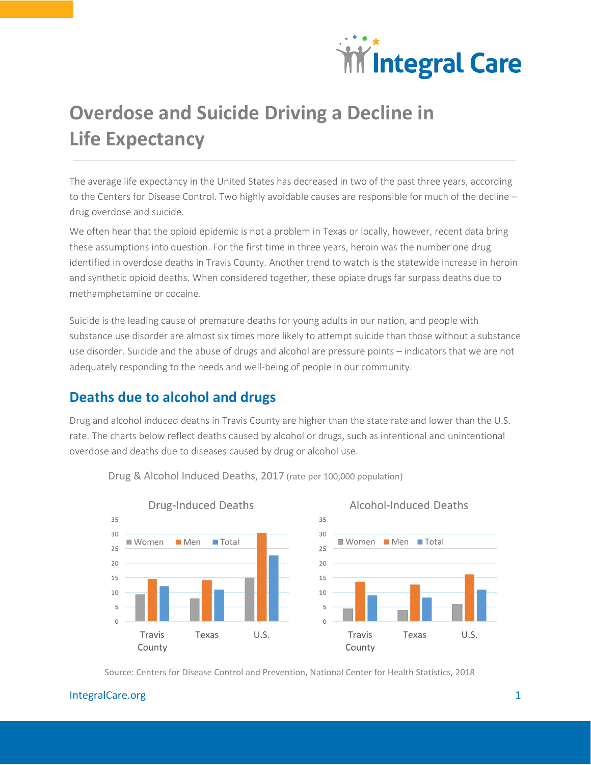# Overdose and Suicide Driving a Decline in Life Expectancy

The average life expectancy in the United States has decreased in two of the past three years, according to the Centers for Disease Control. Two highly avoidable causes are responsible for much of the decline – drug overdose and suicide.

We often hear that the opioid epidemic is not a problem in Texas or locally, however, recent data bring these assumptions into question. For the first time in three years, heroin was the number one drug identified in overdose deaths in Travis County. Another trend to watch is the statewide increase in heroin and synthetic opioid deaths. When considered together, these opiate drugs far surpass deaths due to methamphetamine or cocaine.

Suicide is the leading cause of premature deaths for young adults in our nation, and people with substance use disorder are almost six times more likely to attempt suicide than those without a substance use disorder. Suicide and the abuse of drugs and alcohol are pressure points – indicators that we are not adequately responding to the needs and well-being of people in our community.

## Deaths due to alcohol and drugs

Drug and alcohol induced deaths in Travis County are higher than the state rate and lower than the U.S. rate. The charts below reflect deaths caused by alcohol or drugs, such as intentional and unintentional overdose and deaths due to diseases caused by drug or alcohol use.

Drug & Alcohol Induced Deaths, 2017 (rate per 100,000 population)

Drug-Induced Deaths

Alcohol-Induced Deaths

Source: Centers for Disease Control and Prevention, National Center for Health Statistics, 2018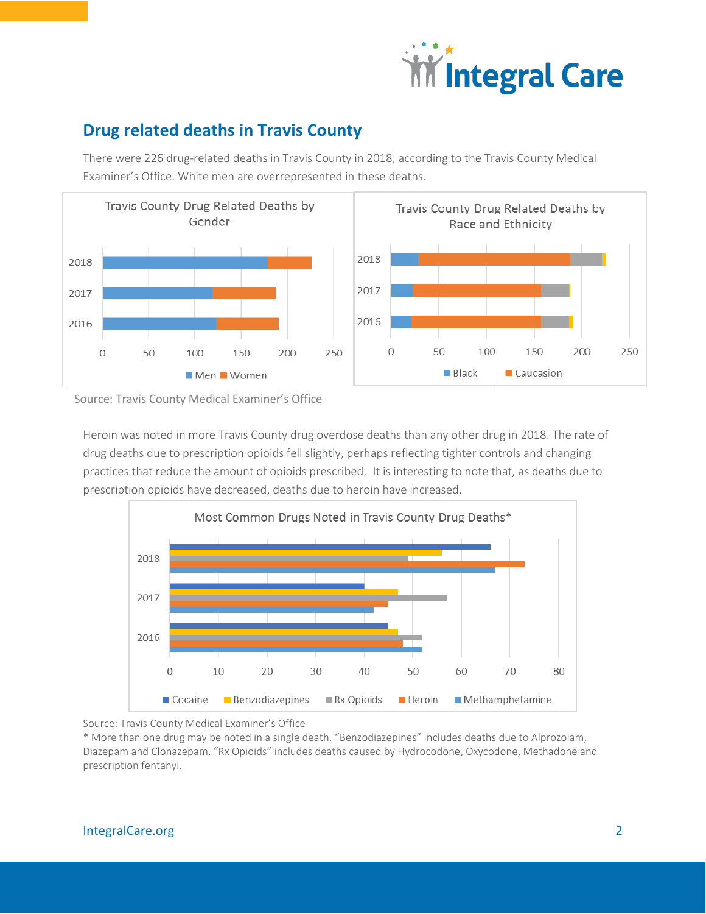## Drug related deaths in Travis County

There were 226 drug-related deaths in Travis County in 2018, according to the Travis County Medical Examiner's Office. White men are overrepresented in these deaths.

Travis County Drug Related Deaths by Gender

Travis County Drug Related Deaths by Race and Ethnicity

Source: Travis County Medical Examiner's Office

Heroin was noted in more Travis County drug overdose deaths than any other drug in 2018. The rate of drug deaths due to prescription opioids fell slightly, perhaps reflecting tighter controls and changing practices that reduce the amount of opioids prescribed. It is interesting to note that, as deaths due to prescription opioids have decreased, deaths due to heroin have increased.

Most Common Drugs Noted in Travis County Drug Deaths*

Source: Travis County Medical Examiner's Office

* More than one drug may be noted in a single death. "Benzodiazepines" includes deaths due to Alprozolam, Diazepam and Clonazepam. "Rx Opioids" includes deaths caused by Hydrocodone, Oxycodone, Methadone and prescription fentanyl.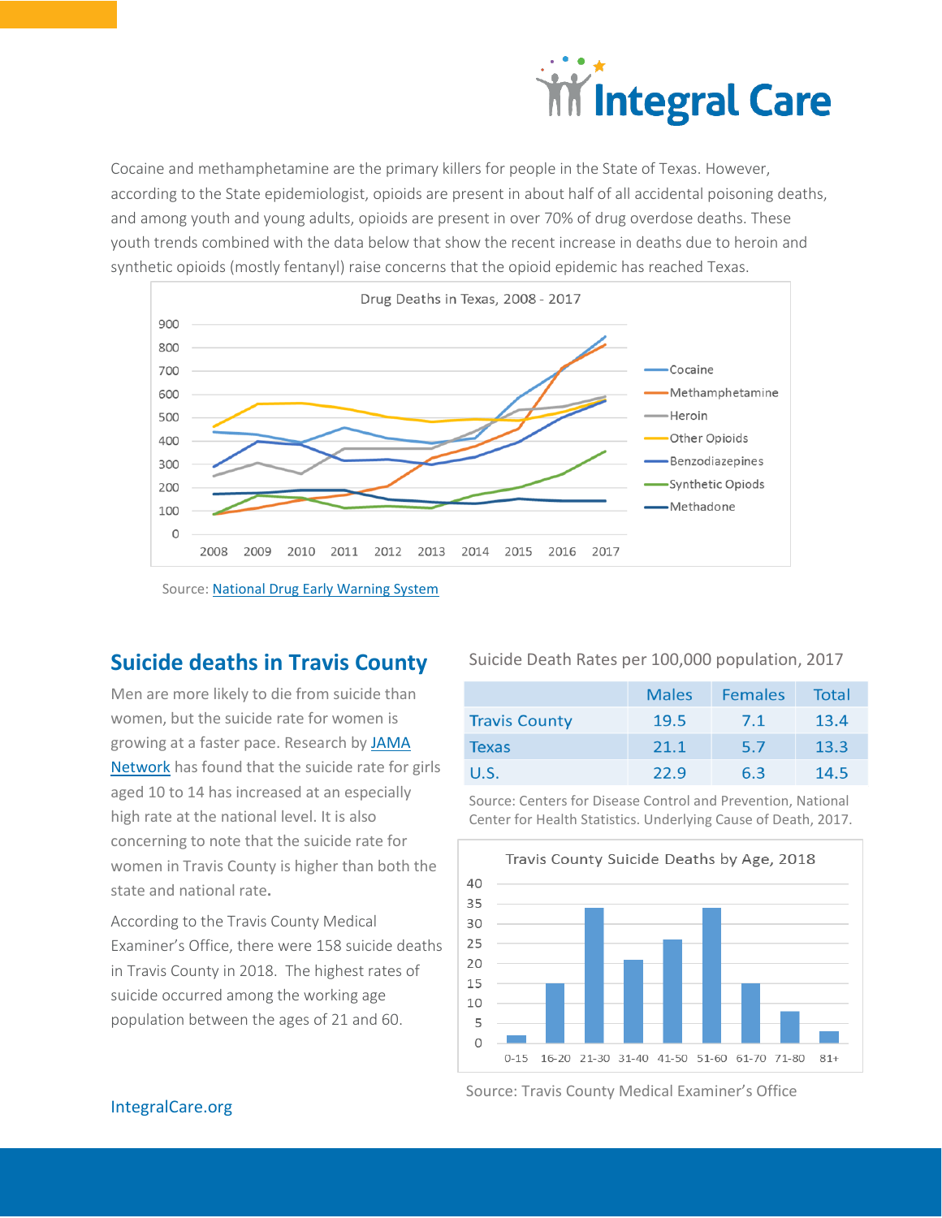Cocaine and methamphetamine are the primary killers for people in the State of Texas. However, according to the State epidemiologist, opioids are present in about half of all accidental poisoning deaths, and among youth and young adults, opioids are present in over 70% of drug overdose deaths. These youth trends combined with the data below that show the recent increase in deaths due to heroin and synthetic opioids (mostly fentanyl) raise concerns that the opioid epidemic has reached Texas.

Drug Deaths in Texas, 2008 - 2017

Source: National Drug Early Warning System

## Suicide deaths in Travis County

Men are more likely to die from suicide than women, but the suicide rate for women is growing at a faster pace. Research by JAMA Network has found that the suicide rate for girls aged 10 to 14 has increased at an especially high rate at the national level. It is also concerning to note that the suicide rate for women in Travis County is higher than both the state and national rate.

According to the Travis County Medical Examiner's Office, there were 158 suicide deaths in Travis County in 2018. The highest rates of suicide occurred among the working age population between the ages of 21 and 60.

Suicide Death Rates per 100,000 population, 2017

| | Males | Females | Total |
|---|---|---|---|
| Travis County | 19.5 | 7.1 | 13.4 |
| Texas | 21.1 | 5.7 | 13.3 |
| U.S. | 22.9 | 6.3 | 14.5 |

Source: Centers for Disease Control and Prevention, National Center for Health Statistics. Underlying Cause of Death, 2017.

Travis County Suicide Deaths by Age, 2018

Source: Travis County Medical Examiner's Office

IntegralCare.org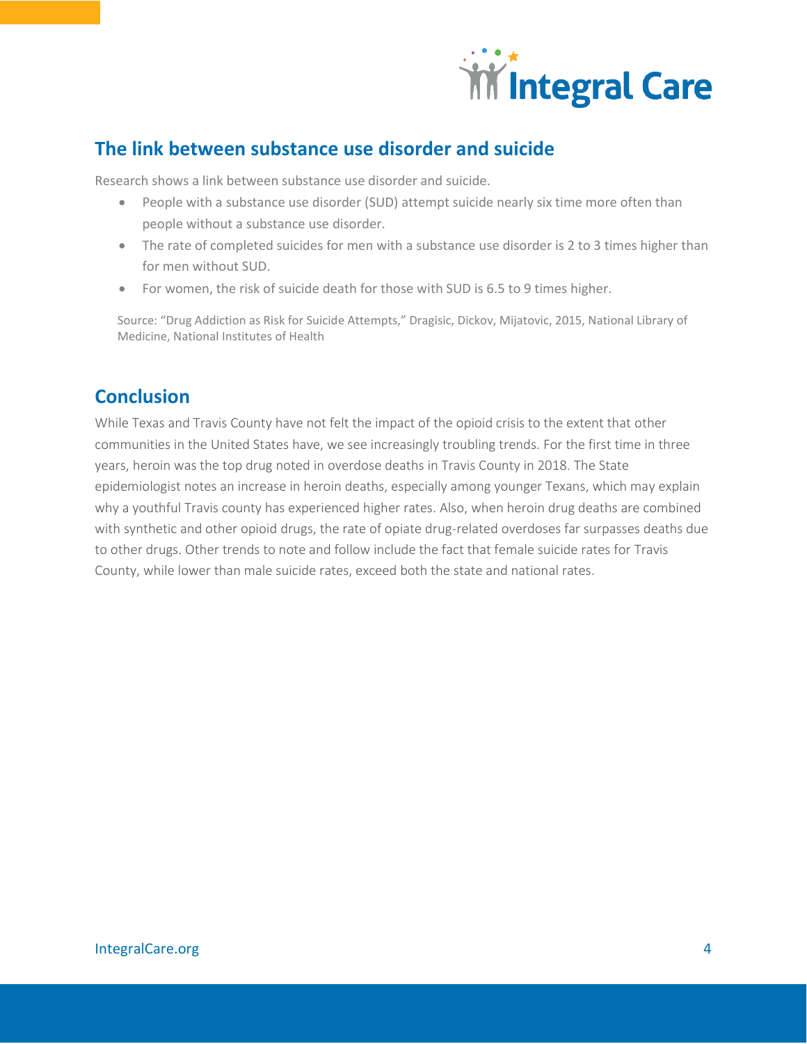## The link between substance use disorder and suicide

Research shows a link between substance use disorder and suicide.

- People with a substance use disorder (SUD) attempt suicide nearly six time more often than people without a substance use disorder.
- The rate of completed suicides for men with a substance use disorder is 2 to 3 times higher than for men without SUD.
- For women, the risk of suicide death for those with SUD is 6.5 to 9 times higher.

Source: "Drug Addiction as Risk for Suicide Attempts," Dragisic, Dickov, Mijatovic, 2015, National Library of Medicine, National Institutes of Health

## Conclusion

While Texas and Travis County have not felt the impact of the opioid crisis to the extent that other communities in the United States have, we see increasingly troubling trends. For the first time in three years, heroin was the top drug noted in overdose deaths in Travis County in 2018. The State epidemiologist notes an increase in heroin deaths, especially among younger Texans, which may explain why a youthful Travis county has experienced higher rates. Also, when heroin drug deaths are combined with synthetic and other opioid drugs, the rate of opiate drug-related overdoses far surpasses deaths due to other drugs. Other trends to note and follow include the fact that female suicide rates for Travis County, while lower than male suicide rates, exceed both the state and national rates.